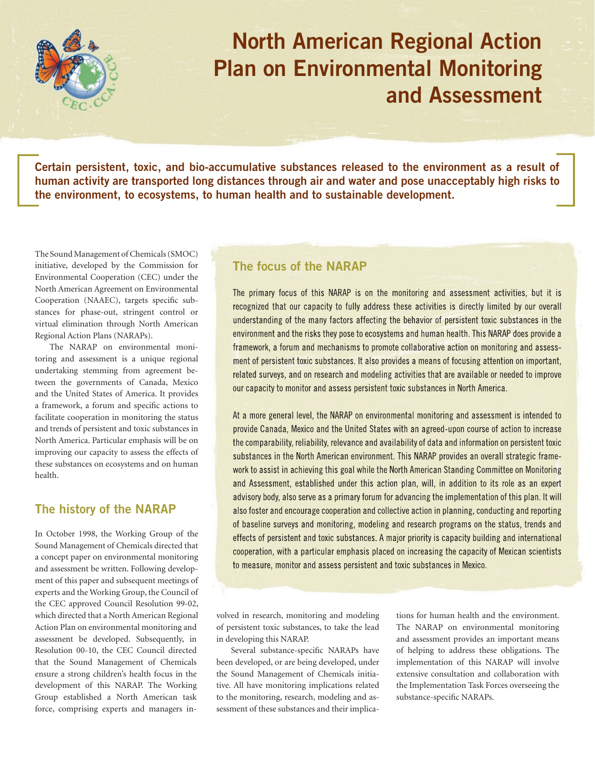# North American Regional Action Plan on Environmental Monitoring and Assessment

**Certain persistent, toxic, and bio-accumulative substances released to the environment as a result of human activity are transported long distances through air and water and pose unacceptably high risks to the environment, to ecosystems, to human health and to sustainable development.**

The Sound Management of Chemicals (SMOC) initiative, developed by the Commission for Environmental Cooperation (CEC) under the North American Agreement on Environmental Cooperation (NAAEC), targets specific substances for phase-out, stringent control or virtual elimination through North American Regional Action Plans (NARAPs).

The NARAP on environmental monitoring and assessment is a unique regional undertaking stemming from agreement between the governments of Canada, Mexico and the United States of America. It provides a framework, a forum and specific actions to facilitate cooperation in monitoring the status and trends of persistent and toxic substances in North America. Particular emphasis will be on improving our capacity to assess the effects of these substances on ecosystems and on human health.

## The history of the NARAP

In October 1998, the Working Group of the Sound Management of Chemicals directed that a concept paper on environmental monitoring and assessment be written. Following development of this paper and subsequent meetings of experts and the Working Group, the Council of the CEC approved Council Resolution 99-02, which directed that a North American Regional Action Plan on environmental monitoring and assessment be developed. Subsequently, in Resolution 00-10, the CEC Council directed that the Sound Management of Chemicals ensure a strong children's health focus in the development of this NARAP. The Working Group established a North American task force, comprising experts and managers involved in research, monitoring and modeling of persistent toxic substances, to take the lead in developing this NARAP.

Several substance-specific NARAPs have been developed, or are being developed, under the Sound Management of Chemicals initiative. All have monitoring implications related to the monitoring, research, modeling and assessment of these substances and their implications for human health and the environment. The NARAP on environmental monitoring and assessment provides an important means of helping to address these obligations. The implementation of this NARAP will involve extensive consultation and collaboration with the Implementation Task Forces overseeing the substance-specific NARAPs.

## The focus of the NARAP

The primary focus of this NARAP is on the monitoring and assessment activities, but it is recognized that our capacity to fully address these activities is directly limited by our overall understanding of the many factors affecting the behavior of persistent toxic substances in the environment and the risks they pose to ecosystems and human health. This NARAP does provide a framework, a forum and mechanisms to promote collaborative action on monitoring and assessment of persistent toxic substances. It also provides a means of focusing attention on important, related surveys, and on research and modeling activities that are available or needed to improve our capacity to monitor and assess persistent toxic substances in North America.

At a more general level, the NARAP on environmental monitoring and assessment is intended to provide Canada, Mexico and the United States with an agreed-upon course of action to increase the comparability, reliability, relevance and availability of data and information on persistent toxic substances in the North American environment. This NARAP provides an overall strategic framework to assist in achieving this goal while the North American Standing Committee on Monitoring and Assessment, established under this action plan, will, in addition to its role as an expert advisory body, also serve as a primary forum for advancing the implementation of this plan. It will also foster and encourage cooperation and collective action in planning, conducting and reporting of baseline surveys and monitoring, modeling and research programs on the status, trends and effects of persistent and toxic substances. A major priority is capacity building and international cooperation, with a particular emphasis placed on increasing the capacity of Mexican scientists to measure, monitor and assess persistent and toxic substances in Mexico.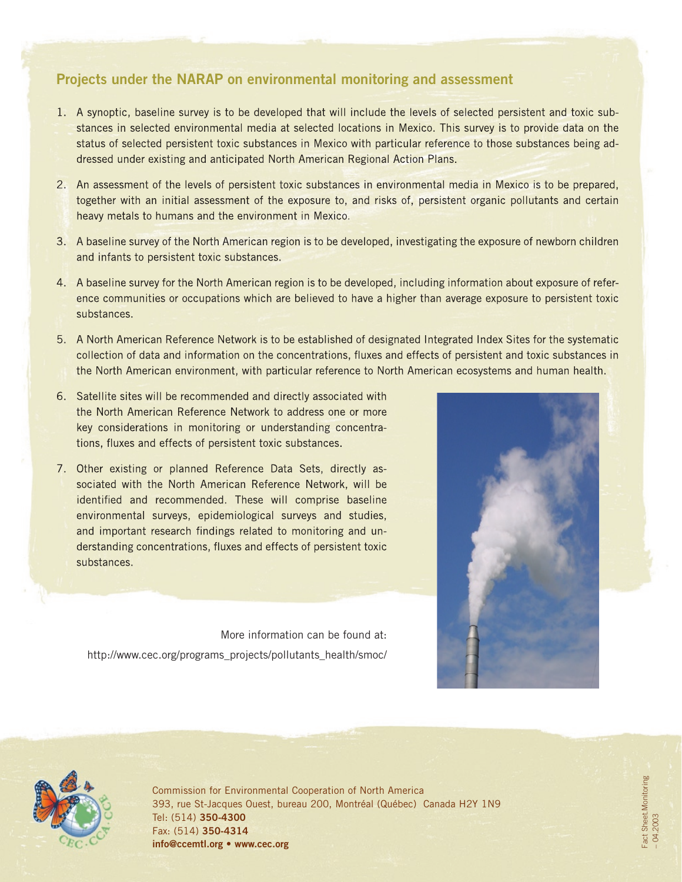## Projects under the NARAP on environmental monitoring and assessment

1. A synoptic, baseline survey is to be developed that will include the levels of selected persistent and toxic substances in selected environmental media at selected locations in Mexico. This survey is to provide data on the status of selected persistent toxic substances in Mexico with particular reference to those substances being addressed under existing and anticipated North American Regional Action Plans.
2. An assessment of the levels of persistent toxic substances in environmental media in Mexico is to be prepared, together with an initial assessment of the exposure to, and risks of, persistent organic pollutants and certain heavy metals to humans and the environment in Mexico.
3. A baseline survey of the North American region is to be developed, investigating the exposure of newborn children and infants to persistent toxic substances.
4. A baseline survey for the North American region is to be developed, including information about exposure of reference communities or occupations which are believed to have a higher than average exposure to persistent toxic substances.
5. A North American Reference Network is to be established of designated Integrated Index Sites for the systematic collection of data and information on the concentrations, fluxes and effects of persistent and toxic substances in the North American environment, with particular reference to North American ecosystems and human health.
6. Satellite sites will be recommended and directly associated with the North American Reference Network to address one or more key considerations in monitoring or understanding concentrations, fluxes and effects of persistent toxic substances.
7. Other existing or planned Reference Data Sets, directly associated with the North American Reference Network, will be identified and recommended. These will comprise baseline environmental surveys, epidemiological surveys and studies, and important research findings related to monitoring and understanding concentrations, fluxes and effects of persistent toxic substances.

More information can be found at:
http://www.cec.org/programs_projects/pollutants_health/smoc/

Commission for Environmental Cooperation of North America
393, rue St-Jacques Ouest, bureau 200, Montréal (Québec) Canada H2Y 1N9
Tel: (514) **350-4300**
Fax: (514) **350-4314**
**info@ccemtl.org • www.cec.org**

Fact Sheet.Monitoring – 04.2003